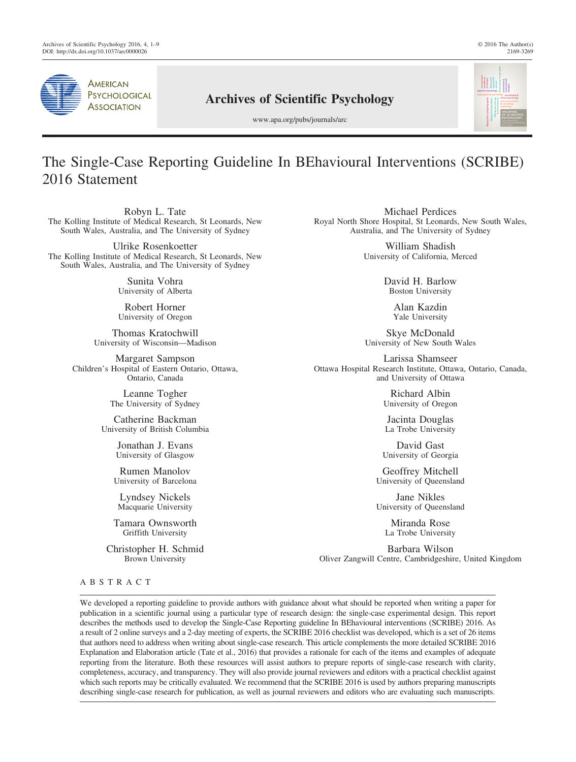# The Single-Case Reporting Guideline In BEhavioural Interventions (SCRIBE) 2016 Statement

Robyn L. Tate
The Kolling Institute of Medical Research, St Leonards, New South Wales, Australia, and The University of Sydney

Michael Perdices
Royal North Shore Hospital, St Leonards, New South Wales, Australia, and The University of Sydney

Ulrike Rosenkoetter
The Kolling Institute of Medical Research, St Leonards, New South Wales, Australia, and The University of Sydney

William Shadish
University of California, Merced

Sunita Vohra
University of Alberta

David H. Barlow
Boston University

Robert Horner
University of Oregon

Alan Kazdin
Yale University

Thomas Kratochwill
University of Wisconsin—Madison

Skye McDonald
University of New South Wales

Margaret Sampson
Children's Hospital of Eastern Ontario, Ottawa, Ontario, Canada

Larissa Shamseer
Ottawa Hospital Research Institute, Ottawa, Ontario, Canada, and University of Ottawa

Leanne Togher
The University of Sydney

Richard Albin
University of Oregon

Catherine Backman
University of British Columbia

Jacinta Douglas
La Trobe University

Jonathan J. Evans
University of Glasgow

David Gast
University of Georgia

Rumen Manolov
University of Barcelona

Geoffrey Mitchell
University of Queensland

Lyndsey Nickels
Macquarie University

Jane Nikles
University of Queensland

Tamara Ownsworth
Griffith University

Miranda Rose
La Trobe University

Christopher H. Schmid
Brown University

Barbara Wilson
Oliver Zangwill Centre, Cambridgeshire, United Kingdom

## ABSTRACT

We developed a reporting guideline to provide authors with guidance about what should be reported when writing a paper for publication in a scientific journal using a particular type of research design: the single-case experimental design. This report describes the methods used to develop the Single-Case Reporting guideline In BEhavioural interventions (SCRIBE) 2016. As a result of 2 online surveys and a 2-day meeting of experts, the SCRIBE 2016 checklist was developed, which is a set of 26 items that authors need to address when writing about single-case research. This article complements the more detailed SCRIBE 2016 Explanation and Elaboration article (Tate et al., 2016) that provides a rationale for each of the items and examples of adequate reporting from the literature. Both these resources will assist authors to prepare reports of single-case research with clarity, completeness, accuracy, and transparency. They will also provide journal reviewers and editors with a practical checklist against which such reports may be critically evaluated. We recommend that the SCRIBE 2016 is used by authors preparing manuscripts describing single-case research for publication, as well as journal reviewers and editors who are evaluating such manuscripts.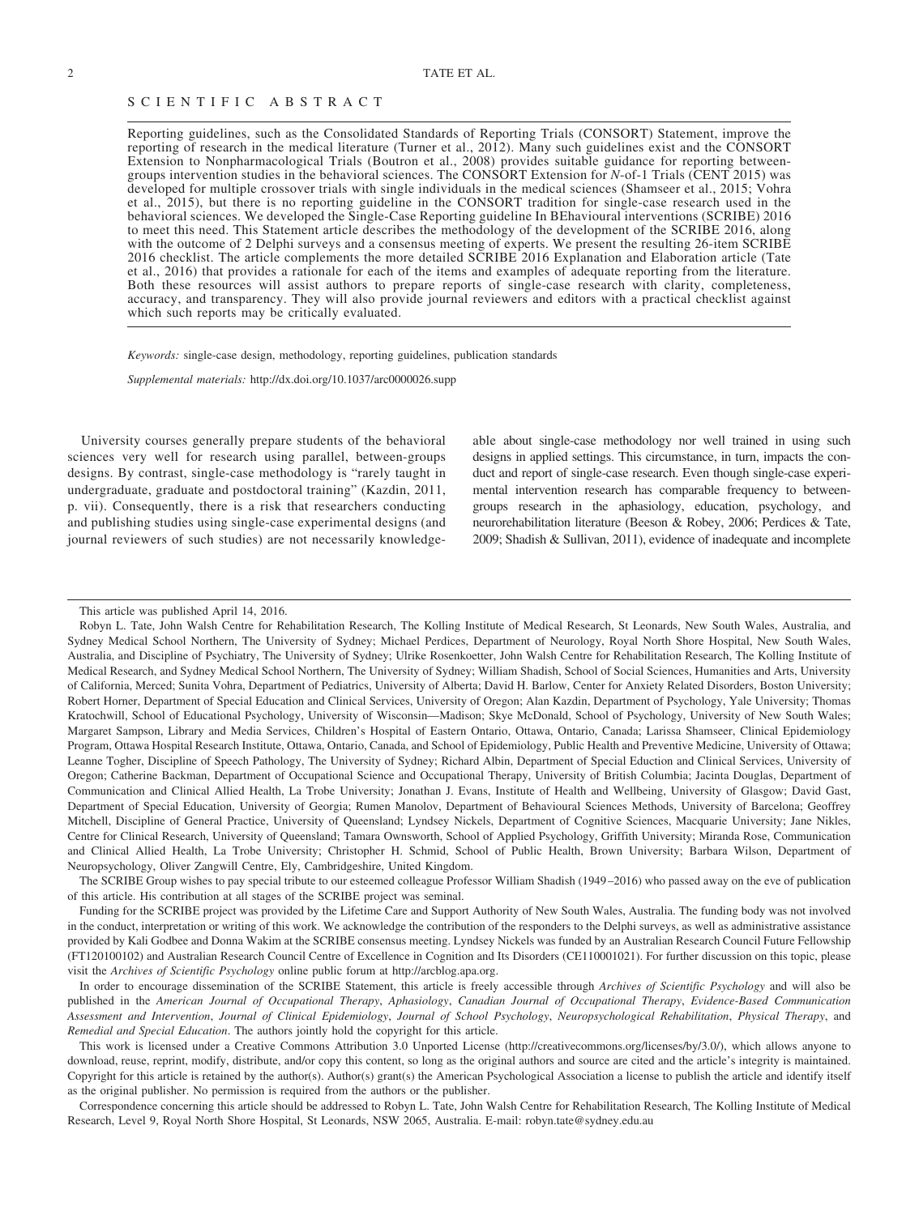## SCIENTIFIC ABSTRACT

Reporting guidelines, such as the Consolidated Standards of Reporting Trials (CONSORT) Statement, improve the reporting of research in the medical literature (Turner et al., 2012). Many such guidelines exist and the CONSORT Extension to Nonpharmacological Trials (Boutron et al., 2008) provides suitable guidance for reporting between-groups intervention studies in the behavioral sciences. The CONSORT Extension for *N*-of-1 Trials (CENT 2015) was developed for multiple crossover trials with single individuals in the medical sciences (Shamseer et al., 2015; Vohra et al., 2015), but there is no reporting guideline in the CONSORT tradition for single-case research used in the behavioral sciences. We developed the Single-Case Reporting guideline In BEhavioural interventions (SCRIBE) 2016 to meet this need. This Statement article describes the methodology of the development of the SCRIBE 2016, along with the outcome of 2 Delphi surveys and a consensus meeting of experts. We present the resulting 26-item SCRIBE 2016 checklist. The article complements the more detailed SCRIBE 2016 Explanation and Elaboration article (Tate et al., 2016) that provides a rationale for each of the items and examples of adequate reporting from the literature. Both these resources will assist authors to prepare reports of single-case research with clarity, completeness, accuracy, and transparency. They will also provide journal reviewers and editors with a practical checklist against which such reports may be critically evaluated.

*Keywords:* single-case design, methodology, reporting guidelines, publication standards

*Supplemental materials:* http://dx.doi.org/10.1037/arc0000026.supp

University courses generally prepare students of the behavioral sciences very well for research using parallel, between-groups designs. By contrast, single-case methodology is "rarely taught in undergraduate, graduate and postdoctoral training" (Kazdin, 2011, p. vii). Consequently, there is a risk that researchers conducting and publishing studies using single-case experimental designs (and journal reviewers of such studies) are not necessarily knowledgeable about single-case methodology nor well trained in using such designs in applied settings. This circumstance, in turn, impacts the conduct and report of single-case research. Even though single-case experimental intervention research has comparable frequency to between-groups research in the aphasiology, education, psychology, and neurorehabilitation literature (Beeson & Robey, 2006; Perdices & Tate, 2009; Shadish & Sullivan, 2011), evidence of inadequate and incomplete

---

This article was published April 14, 2016.

Robyn L. Tate, John Walsh Centre for Rehabilitation Research, The Kolling Institute of Medical Research, St Leonards, New South Wales, Australia, and Sydney Medical School Northern, The University of Sydney; Michael Perdices, Department of Neurology, Royal North Shore Hospital, New South Wales, Australia, and Discipline of Psychiatry, The University of Sydney; Ulrike Rosenkoetter, John Walsh Centre for Rehabilitation Research, The Kolling Institute of Medical Research, and Sydney Medical School Northern, The University of Sydney; William Shadish, School of Social Sciences, Humanities and Arts, University of California, Merced; Sunita Vohra, Department of Pediatrics, University of Alberta; David H. Barlow, Center for Anxiety Related Disorders, Boston University; Robert Horner, Department of Special Education and Clinical Services, University of Oregon; Alan Kazdin, Department of Psychology, Yale University; Thomas Kratochwill, School of Educational Psychology, University of Wisconsin—Madison; Skye McDonald, School of Psychology, University of New South Wales; Margaret Sampson, Library and Media Services, Children's Hospital of Eastern Ontario, Ottawa, Ontario, Canada; Larissa Shamseer, Clinical Epidemiology Program, Ottawa Hospital Research Institute, Ottawa, Ontario, Canada, and School of Epidemiology, Public Health and Preventive Medicine, University of Ottawa; Leanne Togher, Discipline of Speech Pathology, The University of Sydney; Richard Albin, Department of Special Eduction and Clinical Services, University of Oregon; Catherine Backman, Department of Occupational Science and Occupational Therapy, University of British Columbia; Jacinta Douglas, Department of Communication and Clinical Allied Health, La Trobe University; Jonathan J. Evans, Institute of Health and Wellbeing, University of Glasgow; David Gast, Department of Special Education, University of Georgia; Rumen Manolov, Department of Behavioural Sciences Methods, University of Barcelona; Geoffrey Mitchell, Discipline of General Practice, University of Queensland; Lyndsey Nickels, Department of Cognitive Sciences, Macquarie University; Jane Nikles, Centre for Clinical Research, University of Queensland; Tamara Ownsworth, School of Applied Psychology, Griffith University; Miranda Rose, Communication and Clinical Allied Health, La Trobe University; Christopher H. Schmid, School of Public Health, Brown University; Barbara Wilson, Department of Neuropsychology, Oliver Zangwill Centre, Ely, Cambridgeshire, United Kingdom.

The SCRIBE Group wishes to pay special tribute to our esteemed colleague Professor William Shadish (1949–2016) who passed away on the eve of publication of this article. His contribution at all stages of the SCRIBE project was seminal.

Funding for the SCRIBE project was provided by the Lifetime Care and Support Authority of New South Wales, Australia. The funding body was not involved in the conduct, interpretation or writing of this work. We acknowledge the contribution of the responders to the Delphi surveys, as well as administrative assistance provided by Kali Godbee and Donna Wakim at the SCRIBE consensus meeting. Lyndsey Nickels was funded by an Australian Research Council Future Fellowship (FT120100102) and Australian Research Council Centre of Excellence in Cognition and Its Disorders (CE110001021). For further discussion on this topic, please visit the *Archives of Scientific Psychology* online public forum at http://arcblog.apa.org.

In order to encourage dissemination of the SCRIBE Statement, this article is freely accessible through *Archives of Scientific Psychology* and will also be published in the *American Journal of Occupational Therapy*, *Aphasiology*, *Canadian Journal of Occupational Therapy*, *Evidence-Based Communication Assessment and Intervention*, *Journal of Clinical Epidemiology*, *Journal of School Psychology*, *Neuropsychological Rehabilitation*, *Physical Therapy*, and *Remedial and Special Education*. The authors jointly hold the copyright for this article.

This work is licensed under a Creative Commons Attribution 3.0 Unported License (http://creativecommons.org/licenses/by/3.0/), which allows anyone to download, reuse, reprint, modify, distribute, and/or copy this content, so long as the original authors and source are cited and the article's integrity is maintained. Copyright for this article is retained by the author(s). Author(s) grant(s) the American Psychological Association a license to publish the article and identify itself as the original publisher. No permission is required from the authors or the publisher.

Correspondence concerning this article should be addressed to Robyn L. Tate, John Walsh Centre for Rehabilitation Research, The Kolling Institute of Medical Research, Level 9, Royal North Shore Hospital, St Leonards, NSW 2065, Australia. E-mail: robyn.tate@sydney.edu.au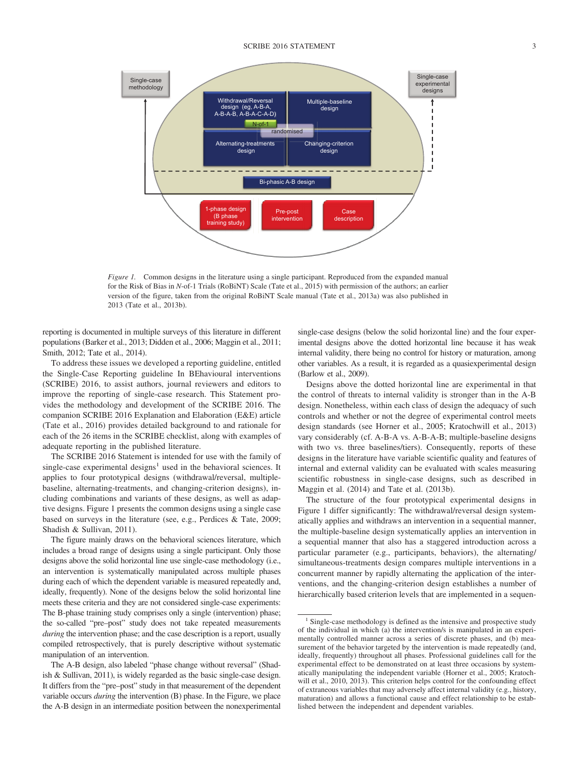Single-case methodology

Single-case experimental designs

Withdrawal/Reversal design (eg, A-B-A, A-B-A-B, A-B-A-C-A-D)

Multiple-baseline design

N-of-1

randomised

Alternating-treatments design

Changing-criterion design

Bi-phasic A-B design

1-phase design (B phase training study)

Pre-post intervention

Case description

*Figure 1.* Common designs in the literature using a single participant. Reproduced from the expanded manual for the Risk of Bias in *N*-of-1 Trials (RoBiNT) Scale (Tate et al., 2015) with permission of the authors; an earlier version of the figure, taken from the original RoBiNT Scale manual (Tate et al., 2013a) was also published in 2013 (Tate et al., 2013b).

reporting is documented in multiple surveys of this literature in different populations (Barker et al., 2013; Didden et al., 2006; Maggin et al., 2011; Smith, 2012; Tate et al., 2014).

To address these issues we developed a reporting guideline, entitled the Single-Case Reporting guideline In BEhavioural interventions (SCRIBE) 2016, to assist authors, journal reviewers and editors to improve the reporting of single-case research. This Statement provides the methodology and development of the SCRIBE 2016. The companion SCRIBE 2016 Explanation and Elaboration (E&E) article (Tate et al., 2016) provides detailed background to and rationale for each of the 26 items in the SCRIBE checklist, along with examples of adequate reporting in the published literature.

The SCRIBE 2016 Statement is intended for use with the family of single-case experimental designs[1] used in the behavioral sciences. It applies to four prototypical designs (withdrawal/reversal, multiple-baseline, alternating-treatments, and changing-criterion designs), including combinations and variants of these designs, as well as adaptive designs. Figure 1 presents the common designs using a single case based on surveys in the literature (see, e.g., Perdices & Tate, 2009; Shadish & Sullivan, 2011).

The figure mainly draws on the behavioral sciences literature, which includes a broad range of designs using a single participant. Only those designs above the solid horizontal line use single-case methodology (i.e., an intervention is systematically manipulated across multiple phases during each of which the dependent variable is measured repeatedly and, ideally, frequently). None of the designs below the solid horizontal line meets these criteria and they are not considered single-case experiments: The B-phase training study comprises only a single (intervention) phase; the so-called "pre–post" study does not take repeated measurements *during* the intervention phase; and the case description is a report, usually compiled retrospectively, that is purely descriptive without systematic manipulation of an intervention.

The A-B design, also labeled "phase change without reversal" (Shadish & Sullivan, 2011), is widely regarded as the basic single-case design. It differs from the "pre–post" study in that measurement of the dependent variable occurs *during* the intervention (B) phase. In the Figure, we place the A-B design in an intermediate position between the nonexperimental single-case designs (below the solid horizontal line) and the four experimental designs above the dotted horizontal line because it has weak internal validity, there being no control for history or maturation, among other variables. As a result, it is regarded as a quasiexperimental design (Barlow et al., 2009).

Designs above the dotted horizontal line are experimental in that the control of threats to internal validity is stronger than in the A-B design. Nonetheless, within each class of design the adequacy of such controls and whether or not the degree of experimental control meets design standards (see Horner et al., 2005; Kratochwill et al., 2013) vary considerably (cf. A-B-A vs. A-B-A-B; multiple-baseline designs with two vs. three baselines/tiers). Consequently, reports of these designs in the literature have variable scientific quality and features of internal and external validity can be evaluated with scales measuring scientific robustness in single-case designs, such as described in Maggin et al. (2014) and Tate et al. (2013b).

The structure of the four prototypical experimental designs in Figure 1 differ significantly: The withdrawal/reversal design systematically applies and withdraws an intervention in a sequential manner, the multiple-baseline design systematically applies an intervention in a sequential manner that also has a staggered introduction across a particular parameter (e.g., participants, behaviors), the alternating/simultaneous-treatments design compares multiple interventions in a concurrent manner by rapidly alternating the application of the interventions, and the changing-criterion design establishes a number of hierarchically based criterion levels that are implemented in a sequen-

[1] Single-case methodology is defined as the intensive and prospective study of the individual in which (a) the intervention/s is manipulated in an experimentally controlled manner across a series of discrete phases, and (b) measurement of the behavior targeted by the intervention is made repeatedly (and, ideally, frequently) throughout all phases. Professional guidelines call for the experimental effect to be demonstrated on at least three occasions by systematically manipulating the independent variable (Horner et al., 2005; Kratochwill et al., 2010, 2013). This criterion helps control for the confounding effect of extraneous variables that may adversely affect internal validity (e.g., history, maturation) and allows a functional cause and effect relationship to be established between the independent and dependent variables.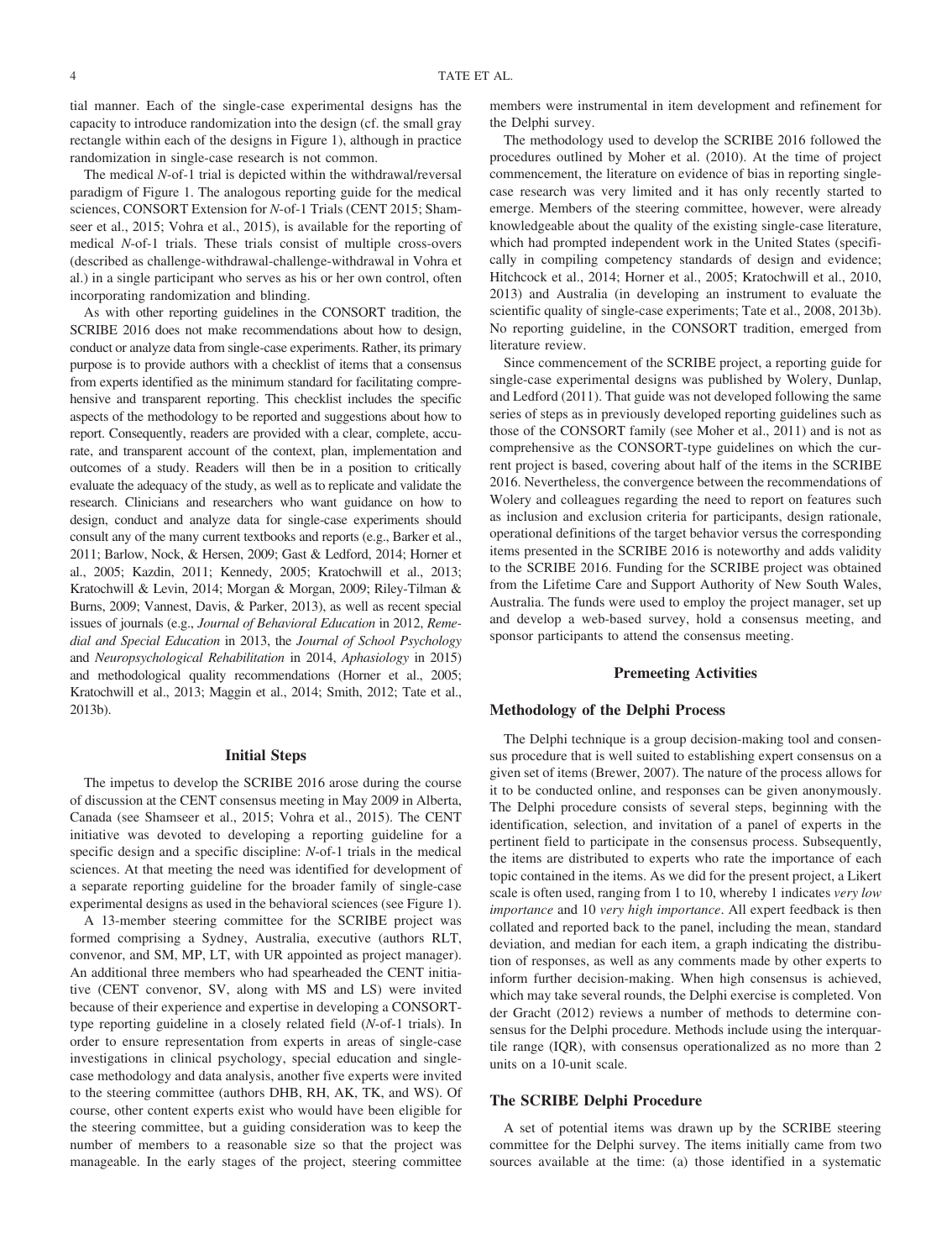tial manner. Each of the single-case experimental designs has the capacity to introduce randomization into the design (cf. the small gray rectangle within each of the designs in Figure 1), although in practice randomization in single-case research is not common.

The medical *N*-of-1 trial is depicted within the withdrawal/reversal paradigm of Figure 1. The analogous reporting guide for the medical sciences, CONSORT Extension for *N*-of-1 Trials (CENT 2015; Shamseer et al., 2015; Vohra et al., 2015), is available for the reporting of medical *N*-of-1 trials. These trials consist of multiple cross-overs (described as challenge-withdrawal-challenge-withdrawal in Vohra et al.) in a single participant who serves as his or her own control, often incorporating randomization and blinding.

As with other reporting guidelines in the CONSORT tradition, the SCRIBE 2016 does not make recommendations about how to design, conduct or analyze data from single-case experiments. Rather, its primary purpose is to provide authors with a checklist of items that a consensus from experts identified as the minimum standard for facilitating comprehensive and transparent reporting. This checklist includes the specific aspects of the methodology to be reported and suggestions about how to report. Consequently, readers are provided with a clear, complete, accurate, and transparent account of the context, plan, implementation and outcomes of a study. Readers will then be in a position to critically evaluate the adequacy of the study, as well as to replicate and validate the research. Clinicians and researchers who want guidance on how to design, conduct and analyze data for single-case experiments should consult any of the many current textbooks and reports (e.g., Barker et al., 2011; Barlow, Nock, & Hersen, 2009; Gast & Ledford, 2014; Horner et al., 2005; Kazdin, 2011; Kennedy, 2005; Kratochwill et al., 2013; Kratochwill & Levin, 2014; Morgan & Morgan, 2009; Riley-Tilman & Burns, 2009; Vannest, Davis, & Parker, 2013), as well as recent special issues of journals (e.g., *Journal of Behavioral Education* in 2012, *Remedial and Special Education* in 2013, the *Journal of School Psychology* and *Neuropsychological Rehabilitation* in 2014, *Aphasiology* in 2015) and methodological quality recommendations (Horner et al., 2005; Kratochwill et al., 2013; Maggin et al., 2014; Smith, 2012; Tate et al., 2013b).

## Initial Steps

The impetus to develop the SCRIBE 2016 arose during the course of discussion at the CENT consensus meeting in May 2009 in Alberta, Canada (see Shamseer et al., 2015; Vohra et al., 2015). The CENT initiative was devoted to developing a reporting guideline for a specific design and a specific discipline: *N*-of-1 trials in the medical sciences. At that meeting the need was identified for development of a separate reporting guideline for the broader family of single-case experimental designs as used in the behavioral sciences (see Figure 1).

A 13-member steering committee for the SCRIBE project was formed comprising a Sydney, Australia, executive (authors RLT, convenor, and SM, MP, LT, with UR appointed as project manager). An additional three members who had spearheaded the CENT initiative (CENT convenor, SV, along with MS and LS) were invited because of their experience and expertise in developing a CONSORT-type reporting guideline in a closely related field (*N*-of-1 trials). In order to ensure representation from experts in areas of single-case investigations in clinical psychology, special education and single-case methodology and data analysis, another five experts were invited to the steering committee (authors DHB, RH, AK, TK, and WS). Of course, other content experts exist who would have been eligible for the steering committee, but a guiding consideration was to keep the number of members to a reasonable size so that the project was manageable. In the early stages of the project, steering committee members were instrumental in item development and refinement for the Delphi survey.

The methodology used to develop the SCRIBE 2016 followed the procedures outlined by Moher et al. (2010). At the time of project commencement, the literature on evidence of bias in reporting single-case research was very limited and it has only recently started to emerge. Members of the steering committee, however, were already knowledgeable about the quality of the existing single-case literature, which had prompted independent work in the United States (specifically in compiling competency standards of design and evidence; Hitchcock et al., 2014; Horner et al., 2005; Kratochwill et al., 2010, 2013) and Australia (in developing an instrument to evaluate the scientific quality of single-case experiments; Tate et al., 2008, 2013b). No reporting guideline, in the CONSORT tradition, emerged from literature review.

Since commencement of the SCRIBE project, a reporting guide for single-case experimental designs was published by Wolery, Dunlap, and Ledford (2011). That guide was not developed following the same series of steps as in previously developed reporting guidelines such as those of the CONSORT family (see Moher et al., 2011) and is not as comprehensive as the CONSORT-type guidelines on which the current project is based, covering about half of the items in the SCRIBE 2016. Nevertheless, the convergence between the recommendations of Wolery and colleagues regarding the need to report on features such as inclusion and exclusion criteria for participants, design rationale, operational definitions of the target behavior versus the corresponding items presented in the SCRIBE 2016 is noteworthy and adds validity to the SCRIBE 2016. Funding for the SCRIBE project was obtained from the Lifetime Care and Support Authority of New South Wales, Australia. The funds were used to employ the project manager, set up and develop a web-based survey, hold a consensus meeting, and sponsor participants to attend the consensus meeting.

## Premeeting Activities

### Methodology of the Delphi Process

The Delphi technique is a group decision-making tool and consensus procedure that is well suited to establishing expert consensus on a given set of items (Brewer, 2007). The nature of the process allows for it to be conducted online, and responses can be given anonymously. The Delphi procedure consists of several steps, beginning with the identification, selection, and invitation of a panel of experts in the pertinent field to participate in the consensus process. Subsequently, the items are distributed to experts who rate the importance of each topic contained in the items. As we did for the present project, a Likert scale is often used, ranging from 1 to 10, whereby 1 indicates *very low importance* and 10 *very high importance*. All expert feedback is then collated and reported back to the panel, including the mean, standard deviation, and median for each item, a graph indicating the distribution of responses, as well as any comments made by other experts to inform further decision-making. When high consensus is achieved, which may take several rounds, the Delphi exercise is completed. Von der Gracht (2012) reviews a number of methods to determine consensus for the Delphi procedure. Methods include using the interquartile range (IQR), with consensus operationalized as no more than 2 units on a 10-unit scale.

### The SCRIBE Delphi Procedure

A set of potential items was drawn up by the SCRIBE steering committee for the Delphi survey. The items initially came from two sources available at the time: (a) those identified in a systematic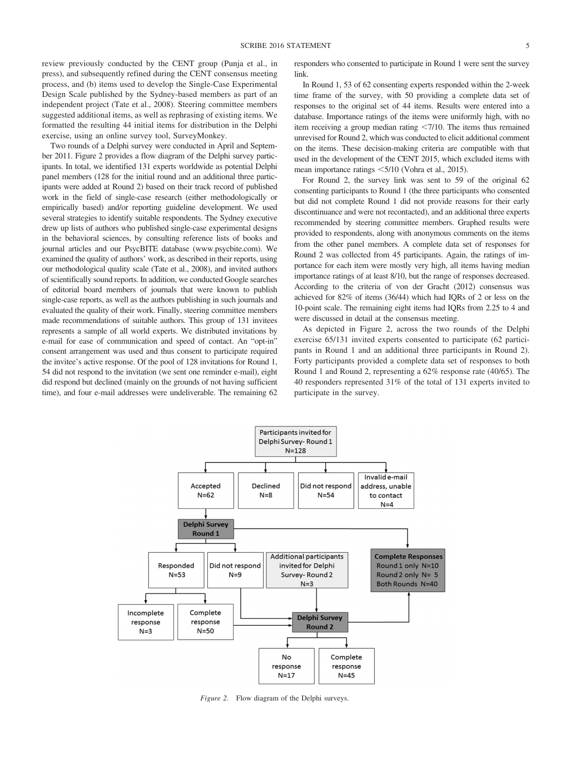review previously conducted by the CENT group (Punja et al., in press), and subsequently refined during the CENT consensus meeting process, and (b) items used to develop the Single-Case Experimental Design Scale published by the Sydney-based members as part of an independent project (Tate et al., 2008). Steering committee members suggested additional items, as well as rephrasing of existing items. We formatted the resulting 44 initial items for distribution in the Delphi exercise, using an online survey tool, SurveyMonkey.

Two rounds of a Delphi survey were conducted in April and September 2011. Figure 2 provides a flow diagram of the Delphi survey participants. In total, we identified 131 experts worldwide as potential Delphi panel members (128 for the initial round and an additional three participants were added at Round 2) based on their track record of published work in the field of single-case research (either methodologically or empirically based) and/or reporting guideline development. We used several strategies to identify suitable respondents. The Sydney executive drew up lists of authors who published single-case experimental designs in the behavioral sciences, by consulting reference lists of books and journal articles and our PsycBITE database (www.psycbite.com). We examined the quality of authors' work, as described in their reports, using our methodological quality scale (Tate et al., 2008), and invited authors of scientifically sound reports. In addition, we conducted Google searches of editorial board members of journals that were known to publish single-case reports, as well as the authors publishing in such journals and evaluated the quality of their work. Finally, steering committee members made recommendations of suitable authors. This group of 131 invitees represents a sample of all world experts. We distributed invitations by e-mail for ease of communication and speed of contact. An "opt-in" consent arrangement was used and thus consent to participate required the invitee's active response. Of the pool of 128 invitations for Round 1, 54 did not respond to the invitation (we sent one reminder e-mail), eight did respond but declined (mainly on the grounds of not having sufficient time), and four e-mail addresses were undeliverable. The remaining 62 responders who consented to participate in Round 1 were sent the survey link.

In Round 1, 53 of 62 consenting experts responded within the 2-week time frame of the survey, with 50 providing a complete data set of responses to the original set of 44 items. Results were entered into a database. Importance ratings of the items were uniformly high, with no item receiving a group median rating <7/10. The items thus remained unrevised for Round 2, which was conducted to elicit additional comment on the items. These decision-making criteria are compatible with that used in the development of the CENT 2015, which excluded items with mean importance ratings <5/10 (Vohra et al., 2015).

For Round 2, the survey link was sent to 59 of the original 62 consenting participants to Round 1 (the three participants who consented but did not complete Round 1 did not provide reasons for their early discontinuance and were not recontacted), and an additional three experts recommended by steering committee members. Graphed results were provided to respondents, along with anonymous comments on the items from the other panel members. A complete data set of responses for Round 2 was collected from 45 participants. Again, the ratings of importance for each item were mostly very high, all items having median importance ratings of at least 8/10, but the range of responses decreased. According to the criteria of von der Gracht (2012) consensus was achieved for 82% of items (36/44) which had IQRs of 2 or less on the 10-point scale. The remaining eight items had IQRs from 2.25 to 4 and were discussed in detail at the consensus meeting.

As depicted in Figure 2, across the two rounds of the Delphi exercise 65/131 invited experts consented to participate (62 participants in Round 1 and an additional three participants in Round 2). Forty participants provided a complete data set of responses to both Round 1 and Round 2, representing a 62% response rate (40/65). The 40 responders represented 31% of the total of 131 experts invited to participate in the survey.

Participants invited for Delphi Survey- Round 1 N=128

Accepted N=62 | Declined N=8 | Did not respond N=54 | Invalid e-mail address, unable to contact N=4

**Delphi Survey Round 1**

Responded N=53 | Did not respond N=9 | Additional participants invited for Delphi Survey- Round 2 N=3

Incomplete response N=3 | Complete response N=50

**Delphi Survey Round 2**

No response N=17 | Complete response N=45

**Complete Responses**
Round 1 only N=10
Round 2 only N= 5
Both Rounds N=40

*Figure 2.* Flow diagram of the Delphi surveys.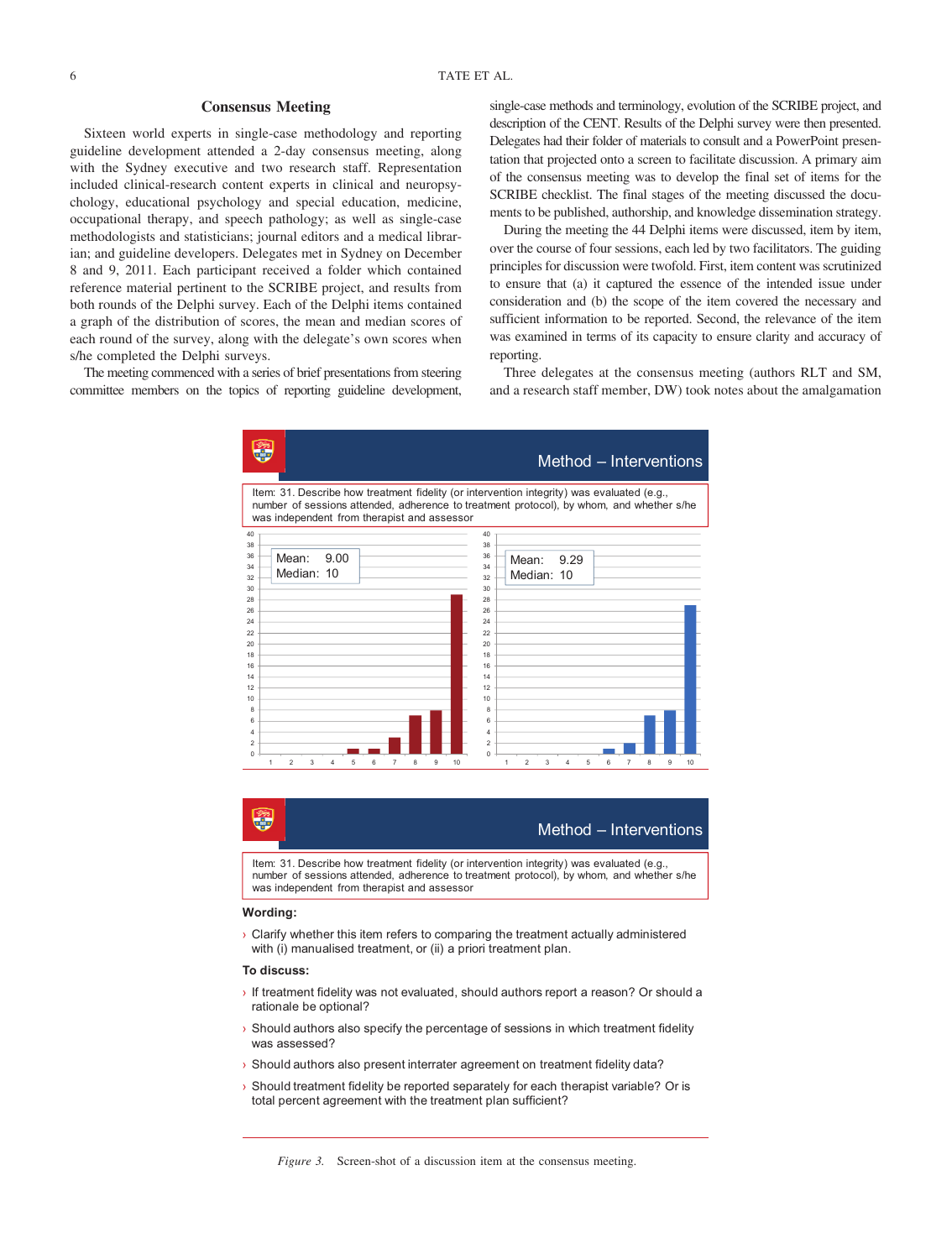## Consensus Meeting

Sixteen world experts in single-case methodology and reporting guideline development attended a 2-day consensus meeting, along with the Sydney executive and two research staff. Representation included clinical-research content experts in clinical and neuropsychology, educational psychology and special education, medicine, occupational therapy, and speech pathology; as well as single-case methodologists and statisticians; journal editors and a medical librarian; and guideline developers. Delegates met in Sydney on December 8 and 9, 2011. Each participant received a folder which contained reference material pertinent to the SCRIBE project, and results from both rounds of the Delphi survey. Each of the Delphi items contained a graph of the distribution of scores, the mean and median scores of each round of the survey, along with the delegate's own scores when s/he completed the Delphi surveys.

The meeting commenced with a series of brief presentations from steering committee members on the topics of reporting guideline development, single-case methods and terminology, evolution of the SCRIBE project, and description of the CENT. Results of the Delphi survey were then presented. Delegates had their folder of materials to consult and a PowerPoint presentation that projected onto a screen to facilitate discussion. A primary aim of the consensus meeting was to develop the final set of items for the SCRIBE checklist. The final stages of the meeting discussed the documents to be published, authorship, and knowledge dissemination strategy.

During the meeting the 44 Delphi items were discussed, item by item, over the course of four sessions, each led by two facilitators. The guiding principles for discussion were twofold. First, item content was scrutinized to ensure that (a) it captured the essence of the intended issue under consideration and (b) the scope of the item covered the necessary and sufficient information to be reported. Second, the relevance of the item was examined in terms of its capacity to ensure clarity and accuracy of reporting.

Three delegates at the consensus meeting (authors RLT and SM, and a research staff member, DW) took notes about the amalgamation

Method – Interventions

Item: 31. Describe how treatment fidelity (or intervention integrity) was evaluated (e.g., number of sessions attended, adherence to treatment protocol), by whom, and whether s/he was independent from therapist and assessor

Mean: 9.00
Median: 10

Mean: 9.29
Median: 10

Method – Interventions

Item: 31. Describe how treatment fidelity (or intervention integrity) was evaluated (e.g., number of sessions attended, adherence to treatment protocol), by whom, and whether s/he was independent from therapist and assessor

**Wording:**

- Clarify whether this item refers to comparing the treatment actually administered with (i) manualised treatment, or (ii) a priori treatment plan.

**To discuss:**

- If treatment fidelity was not evaluated, should authors report a reason? Or should a rationale be optional?
- Should authors also specify the percentage of sessions in which treatment fidelity was assessed?
- Should authors also present interrater agreement on treatment fidelity data?
- Should treatment fidelity be reported separately for each therapist variable? Or is total percent agreement with the treatment plan sufficient?

*Figure 3.* Screen-shot of a discussion item at the consensus meeting.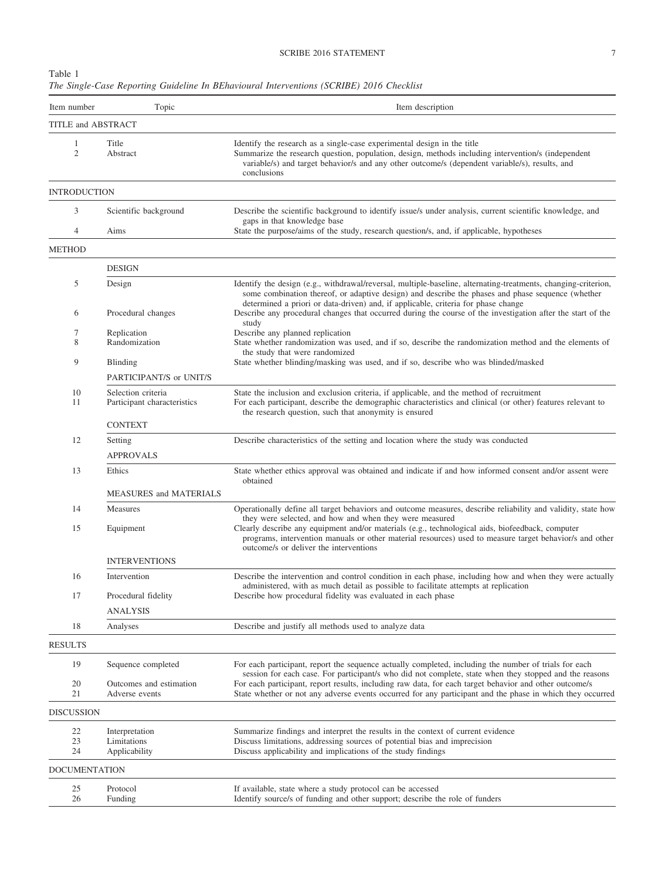Table 1
*The Single-Case Reporting Guideline In BEhavioural Interventions (SCRIBE) 2016 Checklist*

| Item number | Topic | Item description |
|---|---|---|
| TITLE and ABSTRACT | | |
| 1 | Title | Identify the research as a single-case experimental design in the title |
| 2 | Abstract | Summarize the research question, population, design, methods including intervention/s (independent variable/s) and target behavior/s and any other outcome/s (dependent variable/s), results, and conclusions |
| INTRODUCTION | | |
| 3 | Scientific background | Describe the scientific background to identify issue/s under analysis, current scientific knowledge, and gaps in that knowledge base |
| 4 | Aims | State the purpose/aims of the study, research question/s, and, if applicable, hypotheses |
| METHOD | | |
| | DESIGN | |
| 5 | Design | Identify the design (e.g., withdrawal/reversal, multiple-baseline, alternating-treatments, changing-criterion, some combination thereof, or adaptive design) and describe the phases and phase sequence (whether determined a priori or data-driven) and, if applicable, criteria for phase change |
| 6 | Procedural changes | Describe any procedural changes that occurred during the course of the investigation after the start of the study |
| 7 | Replication | Describe any planned replication |
| 8 | Randomization | State whether randomization was used, and if so, describe the randomization method and the elements of the study that were randomized |
| 9 | Blinding | State whether blinding/masking was used, and if so, describe who was blinded/masked |
| | PARTICIPANT/S or UNIT/S | |
| 10 | Selection criteria | State the inclusion and exclusion criteria, if applicable, and the method of recruitment |
| 11 | Participant characteristics | For each participant, describe the demographic characteristics and clinical (or other) features relevant to the research question, such that anonymity is ensured |
| | CONTEXT | |
| 12 | Setting | Describe characteristics of the setting and location where the study was conducted |
| | APPROVALS | |
| 13 | Ethics | State whether ethics approval was obtained and indicate if and how informed consent and/or assent were obtained |
| | MEASURES and MATERIALS | |
| 14 | Measures | Operationally define all target behaviors and outcome measures, describe reliability and validity, state how they were selected, and how and when they were measured |
| 15 | Equipment | Clearly describe any equipment and/or materials (e.g., technological aids, biofeedback, computer programs, intervention manuals or other material resources) used to measure target behavior/s and other outcome/s or deliver the interventions |
| | INTERVENTIONS | |
| 16 | Intervention | Describe the intervention and control condition in each phase, including how and when they were actually administered, with as much detail as possible to facilitate attempts at replication |
| 17 | Procedural fidelity | Describe how procedural fidelity was evaluated in each phase |
| | ANALYSIS | |
| 18 | Analyses | Describe and justify all methods used to analyze data |
| RESULTS | | |
| 19 | Sequence completed | For each participant, report the sequence actually completed, including the number of trials for each session for each case. For participant/s who did not complete, state when they stopped and the reasons |
| 20 | Outcomes and estimation | For each participant, report results, including raw data, for each target behavior and other outcome/s |
| 21 | Adverse events | State whether or not any adverse events occurred for any participant and the phase in which they occurred |
| DISCUSSION | | |
| 22 | Interpretation | Summarize findings and interpret the results in the context of current evidence |
| 23 | Limitations | Discuss limitations, addressing sources of potential bias and imprecision |
| 24 | Applicability | Discuss applicability and implications of the study findings |
| DOCUMENTATION | | |
| 25 | Protocol | If available, state where a study protocol can be accessed |
| 26 | Funding | Identify source/s of funding and other support; describe the role of funders |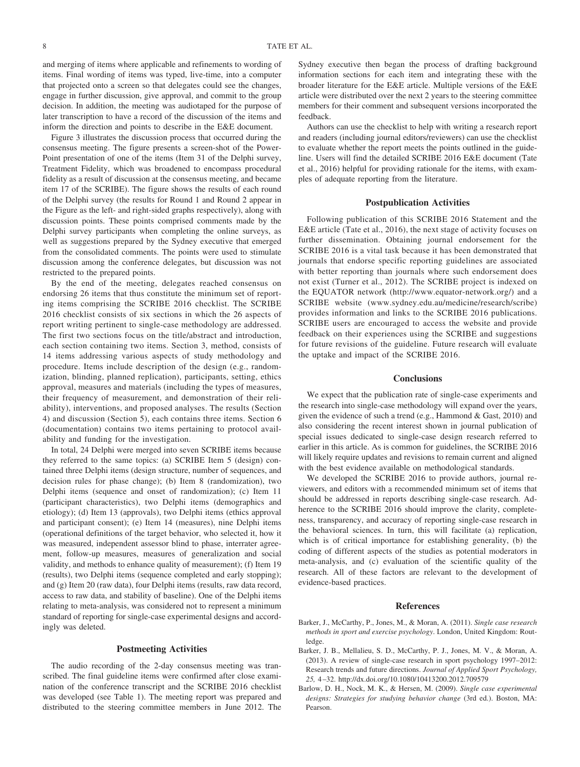and merging of items where applicable and refinements to wording of items. Final wording of items was typed, live-time, into a computer that projected onto a screen so that delegates could see the changes, engage in further discussion, give approval, and commit to the group decision. In addition, the meeting was audiotaped for the purpose of later transcription to have a record of the discussion of the items and inform the direction and points to describe in the E&E document.

Figure 3 illustrates the discussion process that occurred during the consensus meeting. The figure presents a screen-shot of the PowerPoint presentation of one of the items (Item 31 of the Delphi survey, Treatment Fidelity, which was broadened to encompass procedural fidelity as a result of discussion at the consensus meeting, and became item 17 of the SCRIBE). The figure shows the results of each round of the Delphi survey (the results for Round 1 and Round 2 appear in the Figure as the left- and right-sided graphs respectively), along with discussion points. These points comprised comments made by the Delphi survey participants when completing the online surveys, as well as suggestions prepared by the Sydney executive that emerged from the consolidated comments. The points were used to stimulate discussion among the conference delegates, but discussion was not restricted to the prepared points.

By the end of the meeting, delegates reached consensus on endorsing 26 items that thus constitute the minimum set of reporting items comprising the SCRIBE 2016 checklist. The SCRIBE 2016 checklist consists of six sections in which the 26 aspects of report writing pertinent to single-case methodology are addressed. The first two sections focus on the title/abstract and introduction, each section containing two items. Section 3, method, consists of 14 items addressing various aspects of study methodology and procedure. Items include description of the design (e.g., randomization, blinding, planned replication), participants, setting, ethics approval, measures and materials (including the types of measures, their frequency of measurement, and demonstration of their reliability), interventions, and proposed analyses. The results (Section 4) and discussion (Section 5), each contains three items. Section 6 (documentation) contains two items pertaining to protocol availability and funding for the investigation.

In total, 24 Delphi were merged into seven SCRIBE items because they referred to the same topics: (a) SCRIBE Item 5 (design) contained three Delphi items (design structure, number of sequences, and decision rules for phase change); (b) Item 8 (randomization), two Delphi items (sequence and onset of randomization); (c) Item 11 (participant characteristics), two Delphi items (demographics and etiology); (d) Item 13 (approvals), two Delphi items (ethics approval and participant consent); (e) Item 14 (measures), nine Delphi items (operational definitions of the target behavior, who selected it, how it was measured, independent assessor blind to phase, interrater agreement, follow-up measures, measures of generalization and social validity, and methods to enhance quality of measurement); (f) Item 19 (results), two Delphi items (sequence completed and early stopping); and (g) Item 20 (raw data), four Delphi items (results, raw data record, access to raw data, and stability of baseline). One of the Delphi items relating to meta-analysis, was considered not to represent a minimum standard of reporting for single-case experimental designs and accordingly was deleted.

## Postmeeting Activities

The audio recording of the 2-day consensus meeting was transcribed. The final guideline items were confirmed after close examination of the conference transcript and the SCRIBE 2016 checklist was developed (see Table 1). The meeting report was prepared and distributed to the steering committee members in June 2012. The Sydney executive then began the process of drafting background information sections for each item and integrating these with the broader literature for the E&E article. Multiple versions of the E&E article were distributed over the next 2 years to the steering committee members for their comment and subsequent versions incorporated the feedback.

Authors can use the checklist to help with writing a research report and readers (including journal editors/reviewers) can use the checklist to evaluate whether the report meets the points outlined in the guideline. Users will find the detailed SCRIBE 2016 E&E document (Tate et al., 2016) helpful for providing rationale for the items, with examples of adequate reporting from the literature.

## Postpublication Activities

Following publication of this SCRIBE 2016 Statement and the E&E article (Tate et al., 2016), the next stage of activity focuses on further dissemination. Obtaining journal endorsement for the SCRIBE 2016 is a vital task because it has been demonstrated that journals that endorse specific reporting guidelines are associated with better reporting than journals where such endorsement does not exist (Turner et al., 2012). The SCRIBE project is indexed on the EQUATOR network (http://www.equator-network.org/) and a SCRIBE website (www.sydney.edu.au/medicine/research/scribe) provides information and links to the SCRIBE 2016 publications. SCRIBE users are encouraged to access the website and provide feedback on their experiences using the SCRIBE and suggestions for future revisions of the guideline. Future research will evaluate the uptake and impact of the SCRIBE 2016.

## Conclusions

We expect that the publication rate of single-case experiments and the research into single-case methodology will expand over the years, given the evidence of such a trend (e.g., Hammond & Gast, 2010) and also considering the recent interest shown in journal publication of special issues dedicated to single-case design research referred to earlier in this article. As is common for guidelines, the SCRIBE 2016 will likely require updates and revisions to remain current and aligned with the best evidence available on methodological standards.

We developed the SCRIBE 2016 to provide authors, journal reviewers, and editors with a recommended minimum set of items that should be addressed in reports describing single-case research. Adherence to the SCRIBE 2016 should improve the clarity, completeness, transparency, and accuracy of reporting single-case research in the behavioral sciences. In turn, this will facilitate (a) replication, which is of critical importance for establishing generality, (b) the coding of different aspects of the studies as potential moderators in meta-analysis, and (c) evaluation of the scientific quality of the research. All of these factors are relevant to the development of evidence-based practices.

## References

Barker, J., McCarthy, P., Jones, M., & Moran, A. (2011). *Single case research methods in sport and exercise psychology*. London, United Kingdom: Routledge.

Barker, J. B., Mellalieu, S. D., McCarthy, P. J., Jones, M. V., & Moran, A. (2013). A review of single-case research in sport psychology 1997–2012: Research trends and future directions. *Journal of Applied Sport Psychology, 25,* 4–32. http://dx.doi.org/10.1080/10413200.2012.709579

Barlow, D. H., Nock, M. K., & Hersen, M. (2009). *Single case experimental designs: Strategies for studying behavior change* (3rd ed.). Boston, MA: Pearson.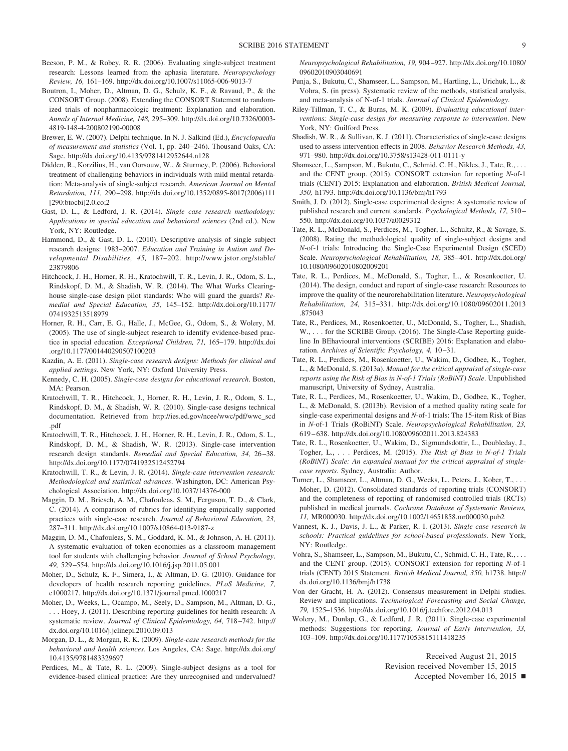Beeson, P. M., & Robey, R. R. (2006). Evaluating single-subject treatment research: Lessons learned from the aphasia literature. *Neuropsychology Review, 16,* 161–169. http://dx.doi.org/10.1007/s11065-006-9013-7

Boutron, I., Moher, D., Altman, D. G., Schulz, K. F., & Ravaud, P., & the CONSORT Group. (2008). Extending the CONSORT Statement to randomized trials of nonpharmacologic treatment: Explanation and elaboration. *Annals of Internal Medicine, 148,* 295–309. http://dx.doi.org/10.7326/0003-4819-148-4-200802190-00008

Brewer, E. W. (2007). Delphi technique. In N. J. Salkind (Ed.), *Encyclopaedia of measurement and statistics* (Vol. 1, pp. 240–246). Thousand Oaks, CA: Sage. http://dx.doi.org/10.4135/9781412952644.n128

Didden, R., Korzilius, H., van Oorsouw, W., & Sturmey, P. (2006). Behavioral treatment of challenging behaviors in individuals with mild mental retardation: Meta-analysis of single-subject research. *American Journal on Mental Retardation, 111,* 290–298. http://dx.doi.org/10.1352/0895-8017(2006)111[290:btocbi]2.0.co;2

Gast, D. L., & Ledford, J. R. (2014). *Single case research methodology: Applications in special education and behavioral sciences* (2nd ed.). New York, NY: Routledge.

Hammond, D., & Gast, D. L. (2010). Descriptive analysis of single subject research designs: 1983–2007. *Education and Training in Autism and Developmental Disabilities, 45,* 187–202. http://www.jstor.org/stable/23879806

Hitchcock, J. H., Horner, R. H., Kratochwill, T. R., Levin, J. R., Odom, S. L., Rindskopf, D. M., & Shadish, W. R. (2014). The What Works Clearinghouse single-case design pilot standards: Who will guard the guards? *Remedial and Special Education, 35,* 145–152. http://dx.doi.org/10.1177/0741932513518979

Horner, R. H., Carr, E. G., Halle, J., McGee, G., Odom, S., & Wolery, M. (2005). The use of single-subject research to identify evidence-based practice in special education. *Exceptional Children, 71,* 165–179. http://dx.doi.org/10.1177/001440290507100203

Kazdin, A. E. (2011). *Single-case research designs: Methods for clinical and applied settings*. New York, NY: Oxford University Press.

Kennedy, C. H. (2005). *Single-case designs for educational research*. Boston, MA: Pearson.

Kratochwill, T. R., Hitchcock, J., Horner, R. H., Levin, J. R., Odom, S. L., Rindskopf, D. M., & Shadish, W. R. (2010). Single-case designs technical documentation. Retrieved from http://ies.ed.gov/ncee/wwc/pdf/wwc_scd.pdf

Kratochwill, T. R., Hitchcock, J. H., Horner, R. H., Levin, J. R., Odom, S. L., Rindskopf, D. M., & Shadish, W. R. (2013). Single-case intervention research design standards. *Remedial and Special Education, 34,* 26–38. http://dx.doi.org/10.1177/0741932512452794

Kratochwill, T. R., & Levin, J. R. (2014). *Single-case intervention research: Methodological and statistical advances*. Washington, DC: American Psychological Association. http://dx.doi.org/10.1037/14376-000

Maggin, D. M., Briesch, A. M., Chafouleas, S. M., Ferguson, T. D., & Clark, C. (2014). A comparison of rubrics for identifying empirically supported practices with single-case research. *Journal of Behavioral Education, 23,* 287–311. http://dx.doi.org/10.1007/s10864-013-9187-z

Maggin, D. M., Chafouleas, S. M., Goddard, K. M., & Johnson, A. H. (2011). A systematic evaluation of token economies as a classroom management tool for students with challenging behavior. *Journal of School Psychology, 49,* 529–554. http://dx.doi.org/10.1016/j.jsp.2011.05.001

Moher, D., Schulz, K. F., Simera, I., & Altman, D. G. (2010). Guidance for developers of health research reporting guidelines. *PLoS Medicine, 7,* e1000217. http://dx.doi.org/10.1371/journal.pmed.1000217

Moher, D., Weeks, L., Ocampo, M., Seely, D., Sampson, M., Altman, D. G., . . . Hoey, J. (2011). Describing reporting guidelines for health research: A systematic review. *Journal of Clinical Epidemiology, 64,* 718–742. http://dx.doi.org/10.1016/j.jclinepi.2010.09.013

Morgan, D. L., & Morgan, R. K. (2009). *Single-case research methods for the behavioral and health sciences*. Los Angeles, CA: Sage. http://dx.doi.org/10.4135/9781483329697

Perdices, M., & Tate, R. L. (2009). Single-subject designs as a tool for evidence-based clinical practice: Are they unrecognised and undervalued? *Neuropsychological Rehabilitation, 19,* 904–927. http://dx.doi.org/10.1080/09602010903040691

Punja, S., Bukutu, C., Shamseer, L., Sampson, M., Hartling, L., Urichuk, L., & Vohra, S. (in press). Systematic review of the methods, statistical analysis, and meta-analysis of N-of-1 trials. *Journal of Clinical Epidemiology*.

Riley-Tillman, T. C., & Burns, M. K. (2009). *Evaluating educational interventions: Single-case design for measuring response to intervention*. New York, NY: Guilford Press.

Shadish, W. R., & Sullivan, K. J. (2011). Characteristics of single-case designs used to assess intervention effects in 2008. *Behavior Research Methods, 43,* 971–980. http://dx.doi.org/10.3758/s13428-011-0111-y

Shamseer, L., Sampson, M., Bukutu, C., Schmid, C. H., Nikles, J., Tate, R., . . . and the CENT group. (2015). CONSORT extension for reporting *N*-of-1 trials (CENT) 2015: Explanation and elaboration. *British Medical Journal, 350,* h1793. http://dx.doi.org/10.1136/bmj/h1793

Smith, J. D. (2012). Single-case experimental designs: A systematic review of published research and current standards. *Psychological Methods, 17,* 510–550. http://dx.doi.org/10.1037/a0029312

Tate, R. L., McDonald, S., Perdices, M., Togher, L., Schultz, R., & Savage, S. (2008). Rating the methodological quality of single-subject designs and *N*-of-1 trials: Introducing the Single-Case Experimental Design (SCED) Scale. *Neuropsychological Rehabilitation, 18,* 385–401. http://dx.doi.org/10.1080/09602010802009201

Tate, R. L., Perdices, M., McDonald, S., Togher, L., & Rosenkoetter, U. (2014). The design, conduct and report of single-case research: Resources to improve the quality of the neurorehabilitation literature. *Neuropsychological Rehabilitation, 24,* 315–331. http://dx.doi.org/10.1080/09602011.2013.875043

Tate, R., Perdices, M., Rosenkoetter, U., McDonald, S., Togher, L., Shadish, W., . . . for the SCRIBE Group. (2016). The Single-Case Reporting guideline In BEhavioural interventions (SCRIBE) 2016: Explanation and elaboration. *Archives of Scientific Psychology, 4,* 10–31.

Tate, R. L., Perdices, M., Rosenkoetter, U., Wakim, D., Godbee, K., Togher, L., & McDonald, S. (2013a). *Manual for the critical appraisal of single-case reports using the Risk of Bias in N-of-1 Trials (RoBiNT) Scale*. Unpublished manuscript, University of Sydney, Australia.

Tate, R. L., Perdices, M., Rosenkoetter, U., Wakim, D., Godbee, K., Togher, L., & McDonald, S. (2013b). Revision of a method quality rating scale for single-case experimental designs and *N*-of-1 trials: The 15-item Risk of Bias in *N*-of-1 Trials (RoBiNT) Scale. *Neuropsychological Rehabilitation, 23,* 619–638. http://dx.doi.org/10.1080/09602011.2013.824383

Tate, R. L., Rosenkoetter, U., Wakim, D., Sigmundsdottir, L., Doubleday, J., Togher, L., . . . Perdices, M. (2015). *The Risk of Bias in N-of-1 Trials (RoBiNT) Scale: An expanded manual for the critical appraisal of single-case reports*. Sydney, Australia: Author.

Turner, L., Shamseer, L., Altman, D. G., Weeks, L., Peters, J., Kober, T., . . . Moher, D. (2012). Consolidated standards of reporting trials (CONSORT) and the completeness of reporting of randomised controlled trials (RCTs) published in medical journals. *Cochrane Database of Systematic Reviews, 11,* MR000030. http://dx.doi.org/10.1002/14651858.mr000030.pub2

Vannest, K. J., Davis, J. L., & Parker, R. I. (2013). *Single case research in schools: Practical guidelines for school-based professionals*. New York, NY: Routledge.

Vohra, S., Shamseer, L., Sampson, M., Bukutu, C., Schmid, C. H., Tate, R., . . . and the CENT group. (2015). CONSORT extension for reporting *N*-of-1 trials (CENT) 2015 Statement. *British Medical Journal, 350,* h1738. http://dx.doi.org/10.1136/bmj/h1738

Von der Gracht, H. A. (2012). Consensus measurement in Delphi studies. Review and implications. *Technological Forecasting and Social Change, 79,* 1525–1536. http://dx.doi.org/10.1016/j.techfore.2012.04.013

Wolery, M., Dunlap, G., & Ledford, J. R. (2011). Single-case experimental methods: Suggestions for reporting. *Journal of Early Intervention, 33,* 103–109. http://dx.doi.org/10.1177/1053815111418235

Received August 21, 2015
Revision received November 15, 2015
Accepted November 16, 2015 ■